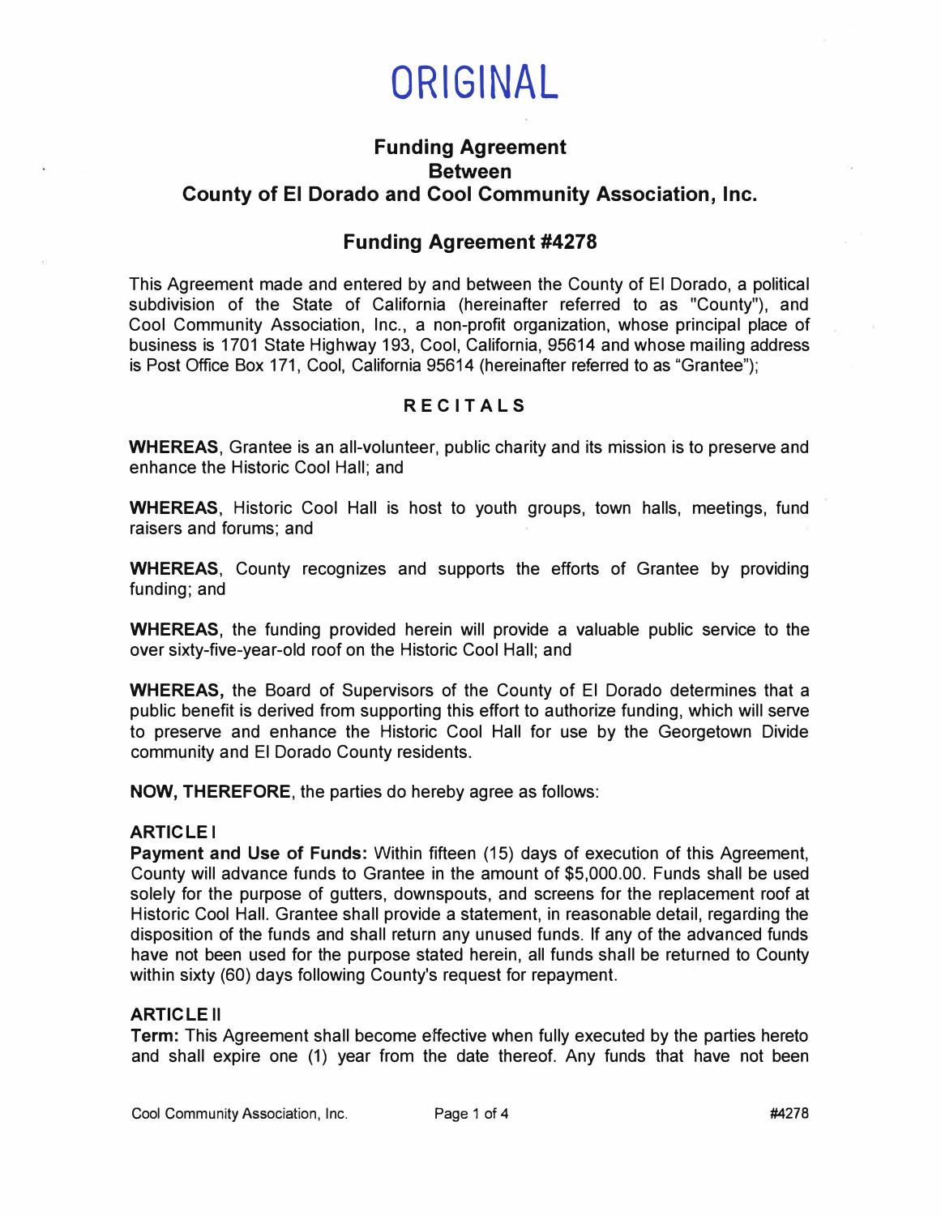# ORIGINAL

## Funding Agreement
## Between
## County of El Dorado and Cool Community Association, Inc.

## Funding Agreement #4278

This Agreement made and entered by and between the County of El Dorado, a political subdivision of the State of California (hereinafter referred to as "County"), and Cool Community Association, Inc., a non-profit organization, whose principal place of business is 1701 State Highway 193, Cool, California, 95614 and whose mailing address is Post Office Box 171, Cool, California 95614 (hereinafter referred to as "Grantee");

### RECITALS

**WHEREAS**, Grantee is an all-volunteer, public charity and its mission is to preserve and enhance the Historic Cool Hall; and

**WHEREAS**, Historic Cool Hall is host to youth groups, town halls, meetings, fund raisers and forums; and

**WHEREAS**, County recognizes and supports the efforts of Grantee by providing funding; and

**WHEREAS**, the funding provided herein will provide a valuable public service to the over sixty-five-year-old roof on the Historic Cool Hall; and

**WHEREAS,** the Board of Supervisors of the County of El Dorado determines that a public benefit is derived from supporting this effort to authorize funding, which will serve to preserve and enhance the Historic Cool Hall for use by the Georgetown Divide community and El Dorado County residents.

**NOW, THEREFORE**, the parties do hereby agree as follows:

**ARTICLE I**
**Payment and Use of Funds:** Within fifteen (15) days of execution of this Agreement, County will advance funds to Grantee in the amount of $5,000.00. Funds shall be used solely for the purpose of gutters, downspouts, and screens for the replacement roof at Historic Cool Hall. Grantee shall provide a statement, in reasonable detail, regarding the disposition of the funds and shall return any unused funds. If any of the advanced funds have not been used for the purpose stated herein, all funds shall be returned to County within sixty (60) days following County's request for repayment.

**ARTICLE II**
**Term:** This Agreement shall become effective when fully executed by the parties hereto and shall expire one (1) year from the date thereof. Any funds that have not been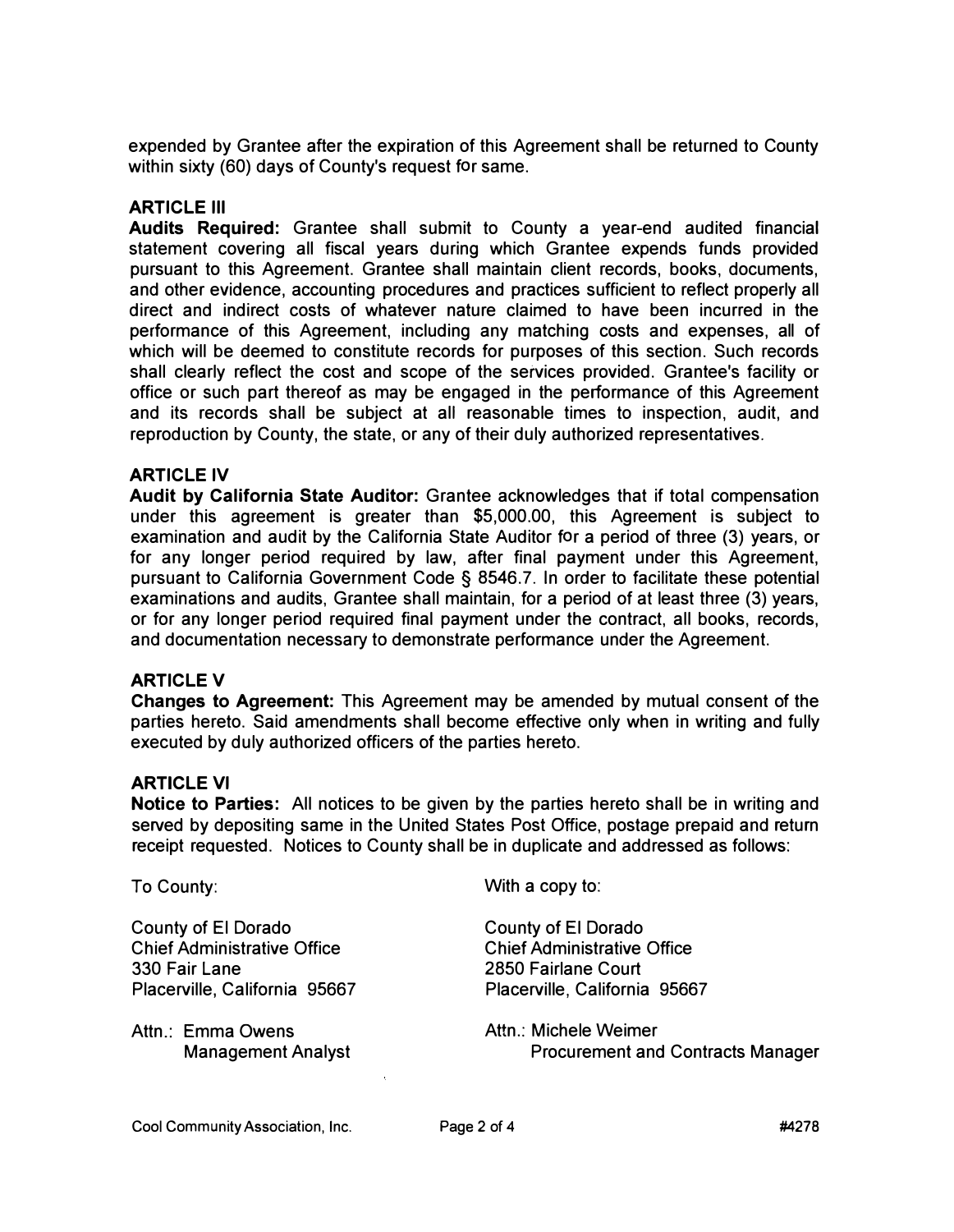expended by Grantee after the expiration of this Agreement shall be returned to County within sixty (60) days of County's request for same.

**ARTICLE III**

**Audits Required:** Grantee shall submit to County a year-end audited financial statement covering all fiscal years during which Grantee expends funds provided pursuant to this Agreement. Grantee shall maintain client records, books, documents, and other evidence, accounting procedures and practices sufficient to reflect properly all direct and indirect costs of whatever nature claimed to have been incurred in the performance of this Agreement, including any matching costs and expenses, all of which will be deemed to constitute records for purposes of this section. Such records shall clearly reflect the cost and scope of the services provided. Grantee's facility or office or such part thereof as may be engaged in the performance of this Agreement and its records shall be subject at all reasonable times to inspection, audit, and reproduction by County, the state, or any of their duly authorized representatives.

**ARTICLE IV**

**Audit by California State Auditor:** Grantee acknowledges that if total compensation under this agreement is greater than $5,000.00, this Agreement is subject to examination and audit by the California State Auditor for a period of three (3) years, or for any longer period required by law, after final payment under this Agreement, pursuant to California Government Code § 8546.7. In order to facilitate these potential examinations and audits, Grantee shall maintain, for a period of at least three (3) years, or for any longer period required final payment under the contract, all books, records, and documentation necessary to demonstrate performance under the Agreement.

**ARTICLE V**

**Changes to Agreement:** This Agreement may be amended by mutual consent of the parties hereto. Said amendments shall become effective only when in writing and fully executed by duly authorized officers of the parties hereto.

**ARTICLE VI**

**Notice to Parties:** All notices to be given by the parties hereto shall be in writing and served by depositing same in the United States Post Office, postage prepaid and return receipt requested. Notices to County shall be in duplicate and addressed as follows:

To County:

County of El Dorado
Chief Administrative Office
330 Fair Lane
Placerville, California 95667

Attn.: Emma Owens
Management Analyst

With a copy to:

County of El Dorado
Chief Administrative Office
2850 Fairlane Court
Placerville, California 95667

Attn.: Michele Weimer
Procurement and Contracts Manager

Cool Community Association, Inc. #4278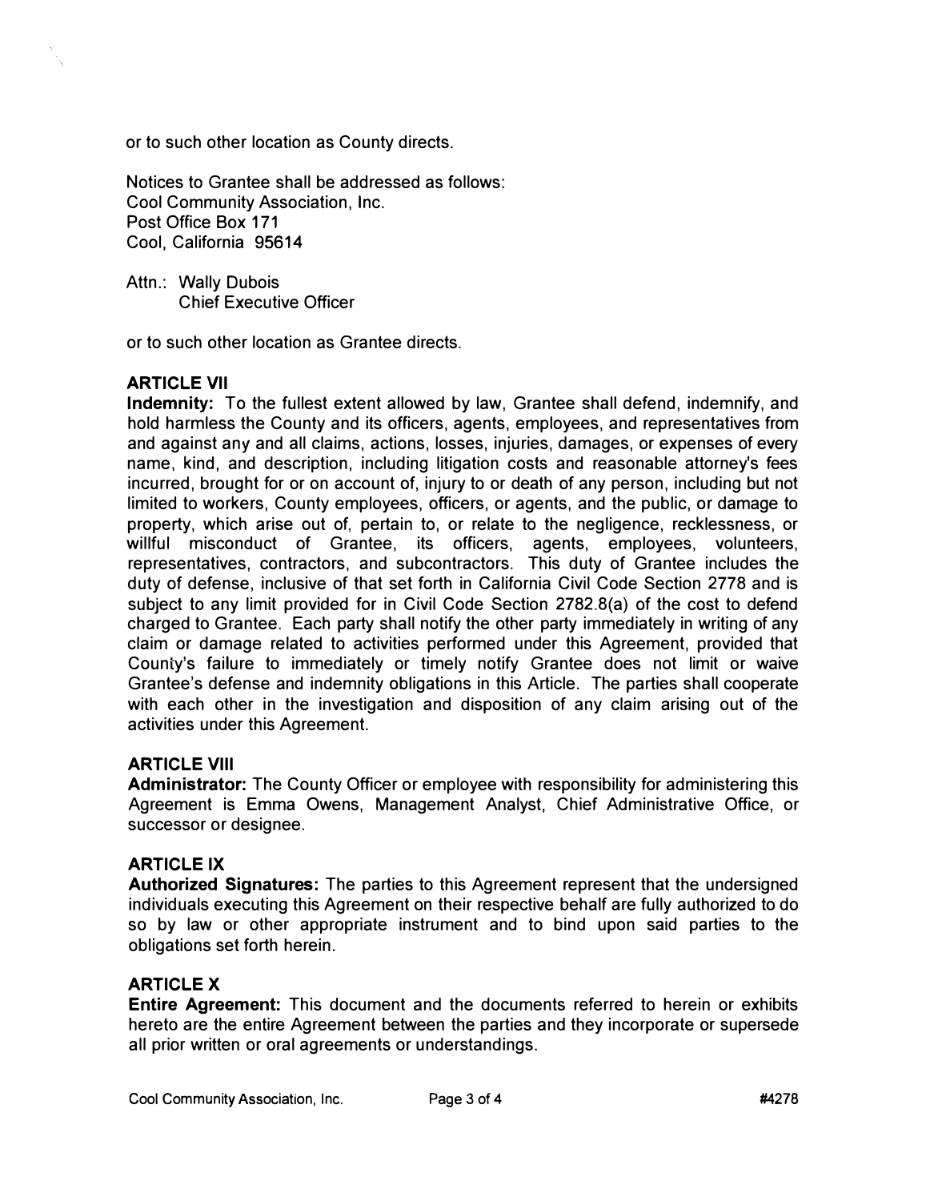or to such other location as County directs.

Notices to Grantee shall be addressed as follows:
Cool Community Association, Inc.
Post Office Box 171
Cool, California 95614

Attn.: Wally Dubois
Chief Executive Officer

or to such other location as Grantee directs.

**ARTICLE VII**

**Indemnity:** To the fullest extent allowed by law, Grantee shall defend, indemnify, and hold harmless the County and its officers, agents, employees, and representatives from and against any and all claims, actions, losses, injuries, damages, or expenses of every name, kind, and description, including litigation costs and reasonable attorney's fees incurred, brought for or on account of, injury to or death of any person, including but not limited to workers, County employees, officers, or agents, and the public, or damage to property, which arise out of, pertain to, or relate to the negligence, recklessness, or willful misconduct of Grantee, its officers, agents, employees, volunteers, representatives, contractors, and subcontractors. This duty of Grantee includes the duty of defense, inclusive of that set forth in California Civil Code Section 2778 and is subject to any limit provided for in Civil Code Section 2782.8(a) of the cost to defend charged to Grantee. Each party shall notify the other party immediately in writing of any claim or damage related to activities performed under this Agreement, provided that County's failure to immediately or timely notify Grantee does not limit or waive Grantee's defense and indemnity obligations in this Article. The parties shall cooperate with each other in the investigation and disposition of any claim arising out of the activities under this Agreement.

**ARTICLE VIII**

**Administrator:** The County Officer or employee with responsibility for administering this Agreement is Emma Owens, Management Analyst, Chief Administrative Office, or successor or designee.

**ARTICLE IX**

**Authorized Signatures:** The parties to this Agreement represent that the undersigned individuals executing this Agreement on their respective behalf are fully authorized to do so by law or other appropriate instrument and to bind upon said parties to the obligations set forth herein.

**ARTICLE X**

**Entire Agreement:** This document and the documents referred to herein or exhibits hereto are the entire Agreement between the parties and they incorporate or supersede all prior written or oral agreements or understandings.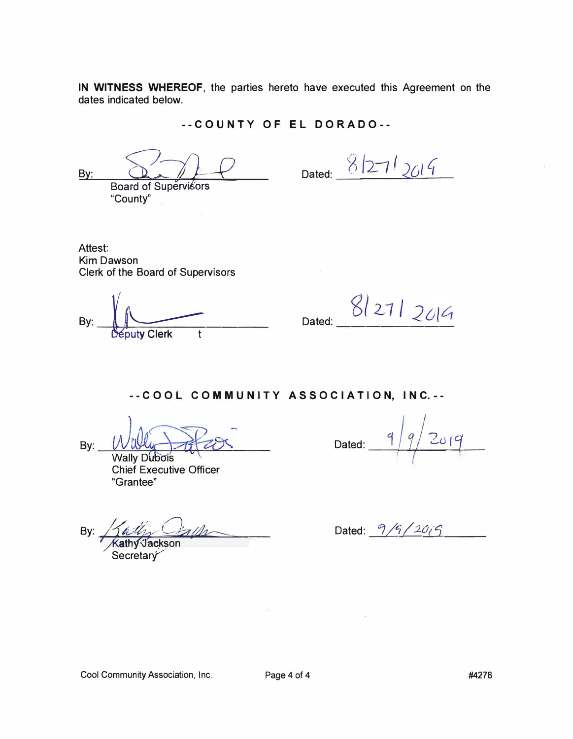**IN WITNESS WHEREOF**, the parties hereto have executed this Agreement on the dates indicated below.

**--COUNTY OF EL DORADO--**

By: ______________________________
Board of Supervisors
"County"

Dated: 8/27/2019

Attest:
Kim Dawson
Clerk of the Board of Supervisors

By: ______________________________
Deputy Clerk

Dated: 8/27/2019

**--COOL COMMUNITY ASSOCIATION, INC.--**

By: ______________________________
Wally Dubois
Chief Executive Officer
"Grantee"

Dated: 9/9/2019

By: ______________________________
Kathy Jackson
Secretary

Dated: 9/9/2019

Cool Community Association, Inc. #4278